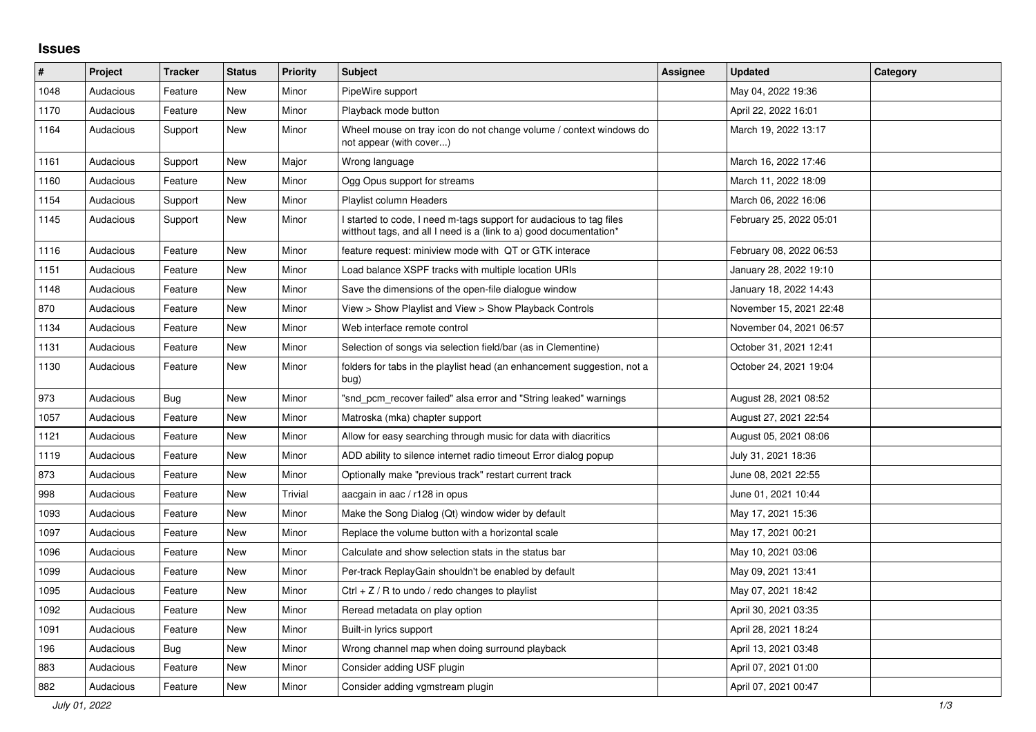# Issues

| # | Project | Tracker | Status | Priority | Subject | Assignee | Updated | Category |
|---|---|---|---|---|---|---|---|---|
| 1048 | Audacious | Feature | New | Minor | PipeWire support | | May 04, 2022 19:36 | |
| 1170 | Audacious | Feature | New | Minor | Playback mode button | | April 22, 2022 16:01 | |
| 1164 | Audacious | Support | New | Minor | Wheel mouse on tray icon do not change volume / context windows do not appear (with cover...) | | March 19, 2022 13:17 | |
| 1161 | Audacious | Support | New | Major | Wrong language | | March 16, 2022 17:46 | |
| 1160 | Audacious | Feature | New | Minor | Ogg Opus support for streams | | March 11, 2022 18:09 | |
| 1154 | Audacious | Support | New | Minor | Playlist column Headers | | March 06, 2022 16:06 | |
| 1145 | Audacious | Support | New | Minor | I started to code, I need m-tags support for audacious to tag files witthout tags, and all I need is a (link to a) good documentation* | | February 25, 2022 05:01 | |
| 1116 | Audacious | Feature | New | Minor | feature request: miniview mode with QT or GTK interace | | February 08, 2022 06:53 | |
| 1151 | Audacious | Feature | New | Minor | Load balance XSPF tracks with multiple location URIs | | January 28, 2022 19:10 | |
| 1148 | Audacious | Feature | New | Minor | Save the dimensions of the open-file dialogue window | | January 18, 2022 14:43 | |
| 870 | Audacious | Feature | New | Minor | View > Show Playlist and View > Show Playback Controls | | November 15, 2021 22:48 | |
| 1134 | Audacious | Feature | New | Minor | Web interface remote control | | November 04, 2021 06:57 | |
| 1131 | Audacious | Feature | New | Minor | Selection of songs via selection field/bar (as in Clementine) | | October 31, 2021 12:41 | |
| 1130 | Audacious | Feature | New | Minor | folders for tabs in the playlist head (an enhancement suggestion, not a bug) | | October 24, 2021 19:04 | |
| 973 | Audacious | Bug | New | Minor | "snd_pcm_recover failed" alsa error and "String leaked" warnings | | August 28, 2021 08:52 | |
| 1057 | Audacious | Feature | New | Minor | Matroska (mka) chapter support | | August 27, 2021 22:54 | |
| 1121 | Audacious | Feature | New | Minor | Allow for easy searching through music for data with diacritics | | August 05, 2021 08:06 | |
| 1119 | Audacious | Feature | New | Minor | ADD ability to silence internet radio timeout Error dialog popup | | July 31, 2021 18:36 | |
| 873 | Audacious | Feature | New | Minor | Optionally make "previous track" restart current track | | June 08, 2021 22:55 | |
| 998 | Audacious | Feature | New | Trivial | aacgain in aac / r128 in opus | | June 01, 2021 10:44 | |
| 1093 | Audacious | Feature | New | Minor | Make the Song Dialog (Qt) window wider by default | | May 17, 2021 15:36 | |
| 1097 | Audacious | Feature | New | Minor | Replace the volume button with a horizontal scale | | May 17, 2021 00:21 | |
| 1096 | Audacious | Feature | New | Minor | Calculate and show selection stats in the status bar | | May 10, 2021 03:06 | |
| 1099 | Audacious | Feature | New | Minor | Per-track ReplayGain shouldn't be enabled by default | | May 09, 2021 13:41 | |
| 1095 | Audacious | Feature | New | Minor | Ctrl + Z / R to undo / redo changes to playlist | | May 07, 2021 18:42 | |
| 1092 | Audacious | Feature | New | Minor | Reread metadata on play option | | April 30, 2021 03:35 | |
| 1091 | Audacious | Feature | New | Minor | Built-in lyrics support | | April 28, 2021 18:24 | |
| 196 | Audacious | Bug | New | Minor | Wrong channel map when doing surround playback | | April 13, 2021 03:48 | |
| 883 | Audacious | Feature | New | Minor | Consider adding USF plugin | | April 07, 2021 01:00 | |
| 882 | Audacious | Feature | New | Minor | Consider adding vgmstream plugin | | April 07, 2021 00:47 | |

*July 01, 2022*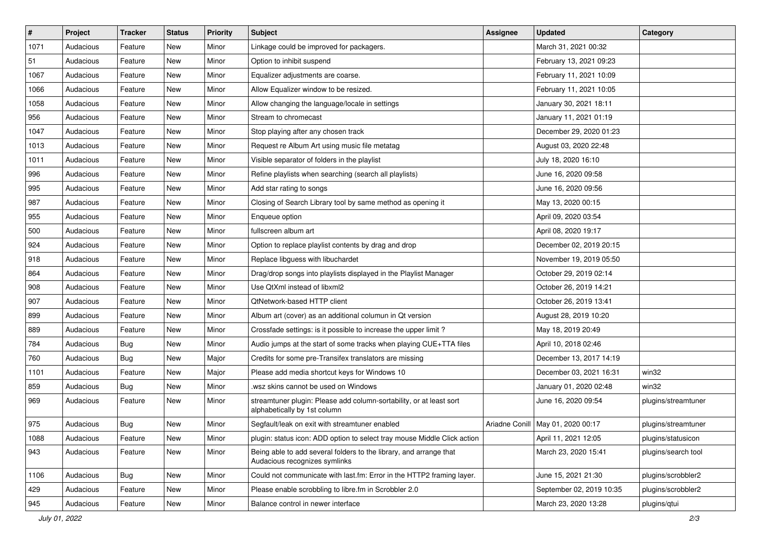| # | Project | Tracker | Status | Priority | Subject | Assignee | Updated | Category |
|---|---|---|---|---|---|---|---|---|
| 1071 | Audacious | Feature | New | Minor | Linkage could be improved for packagers. | | March 31, 2021 00:32 | |
| 51 | Audacious | Feature | New | Minor | Option to inhibit suspend | | February 13, 2021 09:23 | |
| 1067 | Audacious | Feature | New | Minor | Equalizer adjustments are coarse. | | February 11, 2021 10:09 | |
| 1066 | Audacious | Feature | New | Minor | Allow Equalizer window to be resized. | | February 11, 2021 10:05 | |
| 1058 | Audacious | Feature | New | Minor | Allow changing the language/locale in settings | | January 30, 2021 18:11 | |
| 956 | Audacious | Feature | New | Minor | Stream to chromecast | | January 11, 2021 01:19 | |
| 1047 | Audacious | Feature | New | Minor | Stop playing after any chosen track | | December 29, 2020 01:23 | |
| 1013 | Audacious | Feature | New | Minor | Request re Album Art using music file metatag | | August 03, 2020 22:48 | |
| 1011 | Audacious | Feature | New | Minor | Visible separator of folders in the playlist | | July 18, 2020 16:10 | |
| 996 | Audacious | Feature | New | Minor | Refine playlists when searching (search all playlists) | | June 16, 2020 09:58 | |
| 995 | Audacious | Feature | New | Minor | Add star rating to songs | | June 16, 2020 09:56 | |
| 987 | Audacious | Feature | New | Minor | Closing of Search Library tool by same method as opening it | | May 13, 2020 00:15 | |
| 955 | Audacious | Feature | New | Minor | Enqueue option | | April 09, 2020 03:54 | |
| 500 | Audacious | Feature | New | Minor | fullscreen album art | | April 08, 2020 19:17 | |
| 924 | Audacious | Feature | New | Minor | Option to replace playlist contents by drag and drop | | December 02, 2019 20:15 | |
| 918 | Audacious | Feature | New | Minor | Replace libguess with libuchardet | | November 19, 2019 05:50 | |
| 864 | Audacious | Feature | New | Minor | Drag/drop songs into playlists displayed in the Playlist Manager | | October 29, 2019 02:14 | |
| 908 | Audacious | Feature | New | Minor | Use QtXml instead of libxml2 | | October 26, 2019 14:21 | |
| 907 | Audacious | Feature | New | Minor | QtNetwork-based HTTP client | | October 26, 2019 13:41 | |
| 899 | Audacious | Feature | New | Minor | Album art (cover) as an additional columun in Qt version | | August 28, 2019 10:20 | |
| 889 | Audacious | Feature | New | Minor | Crossfade settings: is it possible to increase the upper limit ? | | May 18, 2019 20:49 | |
| 784 | Audacious | Bug | New | Minor | Audio jumps at the start of some tracks when playing CUE+TTA files | | April 10, 2018 02:46 | |
| 760 | Audacious | Bug | New | Major | Credits for some pre-Transifex translators are missing | | December 13, 2017 14:19 | |
| 1101 | Audacious | Feature | New | Major | Please add media shortcut keys for Windows 10 | | December 03, 2021 16:31 | win32 |
| 859 | Audacious | Bug | New | Minor | .wsz skins cannot be used on Windows | | January 01, 2020 02:48 | win32 |
| 969 | Audacious | Feature | New | Minor | streamtuner plugin: Please add column-sortability, or at least sort alphabetically by 1st column | | June 16, 2020 09:54 | plugins/streamtuner |
| 975 | Audacious | Bug | New | Minor | Segfault/leak on exit with streamtuner enabled | Ariadne Conill | May 01, 2020 00:17 | plugins/streamtuner |
| 1088 | Audacious | Feature | New | Minor | plugin: status icon: ADD option to select tray mouse Middle Click action | | April 11, 2021 12:05 | plugins/statusicon |
| 943 | Audacious | Feature | New | Minor | Being able to add several folders to the library, and arrange that Audacious recognizes symlinks | | March 23, 2020 15:41 | plugins/search tool |
| 1106 | Audacious | Bug | New | Minor | Could not communicate with last.fm: Error in the HTTP2 framing layer. | | June 15, 2021 21:30 | plugins/scrobbler2 |
| 429 | Audacious | Feature | New | Minor | Please enable scrobbling to libre.fm in Scrobbler 2.0 | | September 02, 2019 10:35 | plugins/scrobbler2 |
| 945 | Audacious | Feature | New | Minor | Balance control in newer interface | | March 23, 2020 13:28 | plugins/qtui |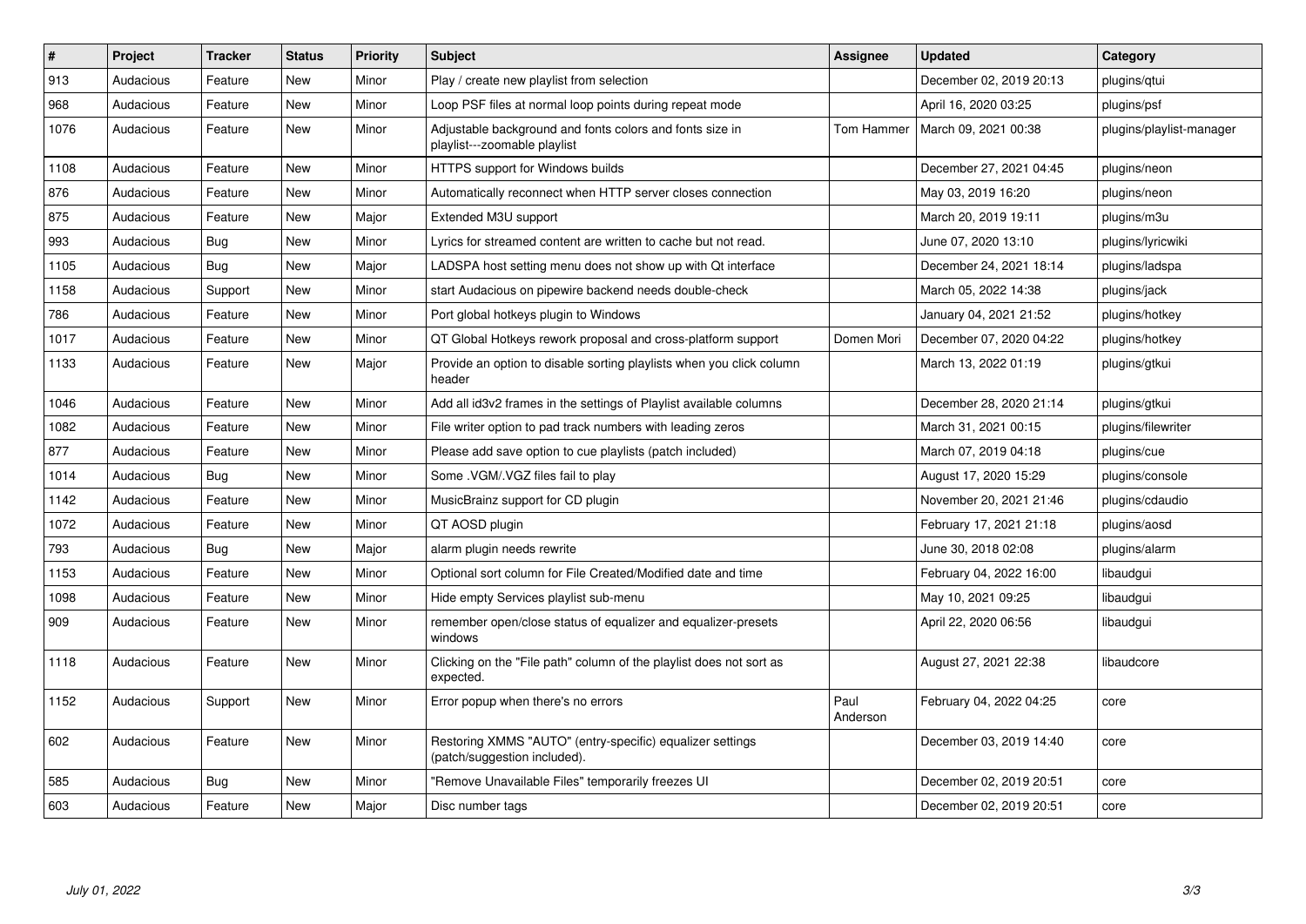| # | Project | Tracker | Status | Priority | Subject | Assignee | Updated | Category |
|---|---|---|---|---|---|---|---|---|
| 913 | Audacious | Feature | New | Minor | Play / create new playlist from selection | | December 02, 2019 20:13 | plugins/qtui |
| 968 | Audacious | Feature | New | Minor | Loop PSF files at normal loop points during repeat mode | | April 16, 2020 03:25 | plugins/psf |
| 1076 | Audacious | Feature | New | Minor | Adjustable background and fonts colors and fonts size in playlist---zoomable playlist | Tom Hammer | March 09, 2021 00:38 | plugins/playlist-manager |
| 1108 | Audacious | Feature | New | Minor | HTTPS support for Windows builds | | December 27, 2021 04:45 | plugins/neon |
| 876 | Audacious | Feature | New | Minor | Automatically reconnect when HTTP server closes connection | | May 03, 2019 16:20 | plugins/neon |
| 875 | Audacious | Feature | New | Major | Extended M3U support | | March 20, 2019 19:11 | plugins/m3u |
| 993 | Audacious | Bug | New | Minor | Lyrics for streamed content are written to cache but not read. | | June 07, 2020 13:10 | plugins/lyricwiki |
| 1105 | Audacious | Bug | New | Major | LADSPA host setting menu does not show up with Qt interface | | December 24, 2021 18:14 | plugins/ladspa |
| 1158 | Audacious | Support | New | Minor | start Audacious on pipewire backend needs double-check | | March 05, 2022 14:38 | plugins/jack |
| 786 | Audacious | Feature | New | Minor | Port global hotkeys plugin to Windows | | January 04, 2021 21:52 | plugins/hotkey |
| 1017 | Audacious | Feature | New | Minor | QT Global Hotkeys rework proposal and cross-platform support | Domen Mori | December 07, 2020 04:22 | plugins/hotkey |
| 1133 | Audacious | Feature | New | Major | Provide an option to disable sorting playlists when you click column header | | March 13, 2022 01:19 | plugins/gtkui |
| 1046 | Audacious | Feature | New | Minor | Add all id3v2 frames in the settings of Playlist available columns | | December 28, 2020 21:14 | plugins/gtkui |
| 1082 | Audacious | Feature | New | Minor | File writer option to pad track numbers with leading zeros | | March 31, 2021 00:15 | plugins/filewriter |
| 877 | Audacious | Feature | New | Minor | Please add save option to cue playlists (patch included) | | March 07, 2019 04:18 | plugins/cue |
| 1014 | Audacious | Bug | New | Minor | Some .VGM/.VGZ files fail to play | | August 17, 2020 15:29 | plugins/console |
| 1142 | Audacious | Feature | New | Minor | MusicBrainz support for CD plugin | | November 20, 2021 21:46 | plugins/cdaudio |
| 1072 | Audacious | Feature | New | Minor | QT AOSD plugin | | February 17, 2021 21:18 | plugins/aosd |
| 793 | Audacious | Bug | New | Major | alarm plugin needs rewrite | | June 30, 2018 02:08 | plugins/alarm |
| 1153 | Audacious | Feature | New | Minor | Optional sort column for File Created/Modified date and time | | February 04, 2022 16:00 | libaudgui |
| 1098 | Audacious | Feature | New | Minor | Hide empty Services playlist sub-menu | | May 10, 2021 09:25 | libaudgui |
| 909 | Audacious | Feature | New | Minor | remember open/close status of equalizer and equalizer-presets windows | | April 22, 2020 06:56 | libaudgui |
| 1118 | Audacious | Feature | New | Minor | Clicking on the "File path" column of the playlist does not sort as expected. | | August 27, 2021 22:38 | libaudcore |
| 1152 | Audacious | Support | New | Minor | Error popup when there's no errors | Paul Anderson | February 04, 2022 04:25 | core |
| 602 | Audacious | Feature | New | Minor | Restoring XMMS "AUTO" (entry-specific) equalizer settings (patch/suggestion included). | | December 03, 2019 14:40 | core |
| 585 | Audacious | Bug | New | Minor | "Remove Unavailable Files" temporarily freezes UI | | December 02, 2019 20:51 | core |
| 603 | Audacious | Feature | New | Major | Disc number tags | | December 02, 2019 20:51 | core |

*July 01, 2022*